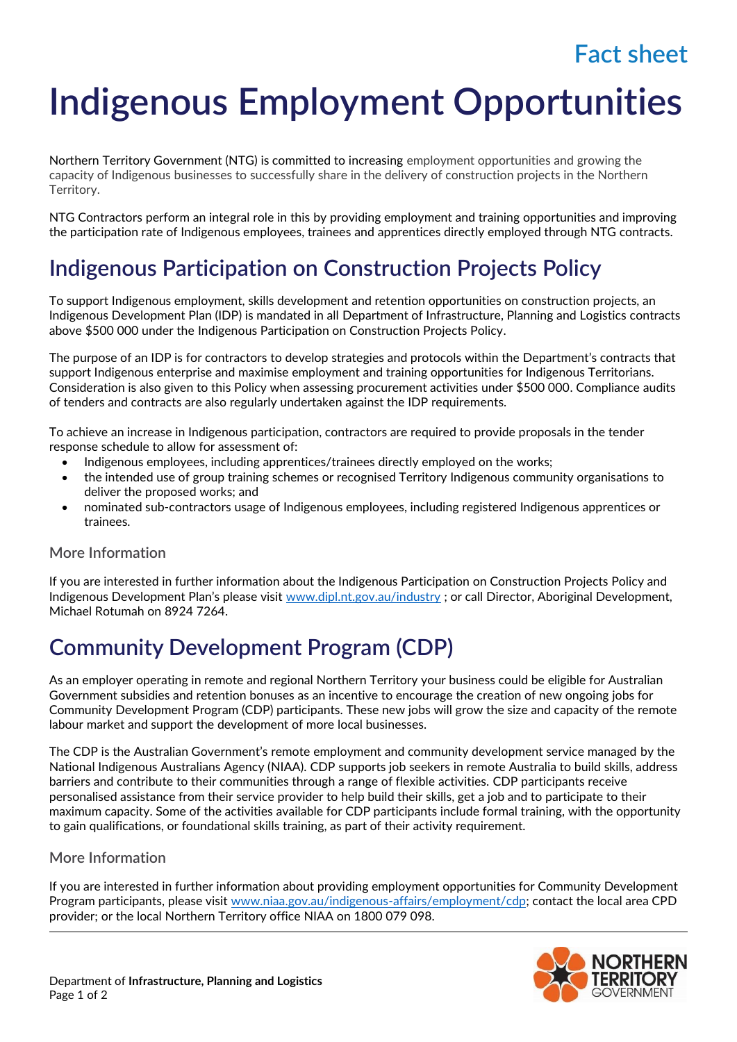Fact sheet

# Indigenous Employment Opportunities

Northern Territory Government (NTG) is committed to increasing employment opportunities and growing the capacity of Indigenous businesses to successfully share in the delivery of construction projects in the Northern Territory.

NTG Contractors perform an integral role in this by providing employment and training opportunities and improving the participation rate of Indigenous employees, trainees and apprentices directly employed through NTG contracts.

## Indigenous Participation on Construction Projects Policy

To support Indigenous employment, skills development and retention opportunities on construction projects, an Indigenous Development Plan (IDP) is mandated in all Department of Infrastructure, Planning and Logistics contracts above $500 000 under the Indigenous Participation on Construction Projects Policy.

The purpose of an IDP is for contractors to develop strategies and protocols within the Department's contracts that support Indigenous enterprise and maximise employment and training opportunities for Indigenous Territorians. Consideration is also given to this Policy when assessing procurement activities under $500 000. Compliance audits of tenders and contracts are also regularly undertaken against the IDP requirements.

To achieve an increase in Indigenous participation, contractors are required to provide proposals in the tender response schedule to allow for assessment of:

- Indigenous employees, including apprentices/trainees directly employed on the works;
- the intended use of group training schemes or recognised Territory Indigenous community organisations to deliver the proposed works; and
- nominated sub-contractors usage of Indigenous employees, including registered Indigenous apprentices or trainees.

### More Information

If you are interested in further information about the Indigenous Participation on Construction Projects Policy and Indigenous Development Plan's please visit www.dipl.nt.gov.au/industry ; or call Director, Aboriginal Development, Michael Rotumah on 8924 7264.

## Community Development Program (CDP)

As an employer operating in remote and regional Northern Territory your business could be eligible for Australian Government subsidies and retention bonuses as an incentive to encourage the creation of new ongoing jobs for Community Development Program (CDP) participants. These new jobs will grow the size and capacity of the remote labour market and support the development of more local businesses.

The CDP is the Australian Government's remote employment and community development service managed by the National Indigenous Australians Agency (NIAA). CDP supports job seekers in remote Australia to build skills, address barriers and contribute to their communities through a range of flexible activities. CDP participants receive personalised assistance from their service provider to help build their skills, get a job and to participate to their maximum capacity. Some of the activities available for CDP participants include formal training, with the opportunity to gain qualifications, or foundational skills training, as part of their activity requirement.

### More Information

If you are interested in further information about providing employment opportunities for Community Development Program participants, please visit www.niaa.gov.au/indigenous-affairs/employment/cdp; contact the local area CPD provider; or the local Northern Territory office NIAA on 1800 079 098.

Department of **Infrastructure, Planning and Logistics**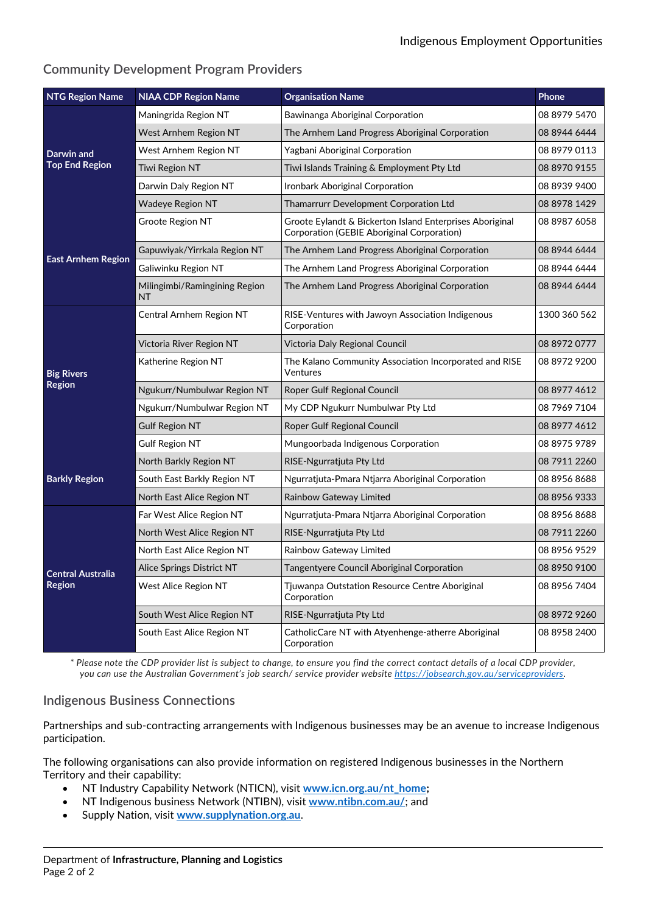## Community Development Program Providers

| NTG Region Name | NIAA CDP Region Name | Organisation Name | Phone |
|---|---|---|---|
| Darwin and Top End Region | Maningrida Region NT | Bawinanga Aboriginal Corporation | 08 8979 5470 |
| | West Arnhem Region NT | The Arnhem Land Progress Aboriginal Corporation | 08 8944 6444 |
| | West Arnhem Region NT | Yagbani Aboriginal Corporation | 08 8979 0113 |
| | Tiwi Region NT | Tiwi Islands Training & Employment Pty Ltd | 08 8970 9155 |
| | Darwin Daly Region NT | Ironbark Aboriginal Corporation | 08 8939 9400 |
| | Wadeye Region NT | Thamarrurr Development Corporation Ltd | 08 8978 1429 |
| East Arnhem Region | Groote Region NT | Groote Eylandt & Bickerton Island Enterprises Aboriginal Corporation (GEBIE Aboriginal Corporation) | 08 8987 6058 |
| | Gapuwiyak/Yirrkala Region NT | The Arnhem Land Progress Aboriginal Corporation | 08 8944 6444 |
| | Galiwinku Region NT | The Arnhem Land Progress Aboriginal Corporation | 08 8944 6444 |
| | Milingimbi/Ramingining Region NT | The Arnhem Land Progress Aboriginal Corporation | 08 8944 6444 |
| Big Rivers Region | Central Arnhem Region NT | RISE-Ventures with Jawoyn Association Indigenous Corporation | 1300 360 562 |
| | Victoria River Region NT | Victoria Daly Regional Council | 08 8972 0777 |
| | Katherine Region NT | The Kalano Community Association Incorporated and RISE Ventures | 08 8972 9200 |
| | Ngukurr/Numbulwar Region NT | Roper Gulf Regional Council | 08 8977 4612 |
| | Ngukurr/Numbulwar Region NT | My CDP Ngukurr Numbulwar Pty Ltd | 08 7969 7104 |
| | Gulf Region NT | Roper Gulf Regional Council | 08 8977 4612 |
| | Gulf Region NT | Mungoorbada Indigenous Corporation | 08 8975 9789 |
| Barkly Region | North Barkly Region NT | RISE-Ngurratjuta Pty Ltd | 08 7911 2260 |
| | South East Barkly Region NT | Ngurratjuta-Pmara Ntjarra Aboriginal Corporation | 08 8956 8688 |
| | North East Alice Region NT | Rainbow Gateway Limited | 08 8956 9333 |
| Central Australia Region | Far West Alice Region NT | Ngurratjuta-Pmara Ntjarra Aboriginal Corporation | 08 8956 8688 |
| | North West Alice Region NT | RISE-Ngurratjuta Pty Ltd | 08 7911 2260 |
| | North East Alice Region NT | Rainbow Gateway Limited | 08 8956 9529 |
| | Alice Springs District NT | Tangentyere Council Aboriginal Corporation | 08 8950 9100 |
| | West Alice Region NT | Tjuwanpa Outstation Resource Centre Aboriginal Corporation | 08 8956 7404 |
| | South West Alice Region NT | RISE-Ngurratjuta Pty Ltd | 08 8972 9260 |
| | South East Alice Region NT | CatholicCare NT with Atyenhenge-atherre Aboriginal Corporation | 08 8958 2400 |

*\* Please note the CDP provider list is subject to change, to ensure you find the correct contact details of a local CDP provider, you can use the Australian Government's job search/ service provider website https://jobsearch.gov.au/serviceproviders.*

## Indigenous Business Connections

Partnerships and sub-contracting arrangements with Indigenous businesses may be an avenue to increase Indigenous participation.

The following organisations can also provide information on registered Indigenous businesses in the Northern Territory and their capability:

- NT Industry Capability Network (NTICN), visit **www.icn.org.au/nt_home;**
- NT Indigenous business Network (NTIBN), visit **www.ntibn.com.au/**; and
- Supply Nation, visit **www.supplynation.org.au**.

Department of **Infrastructure, Planning and Logistics**